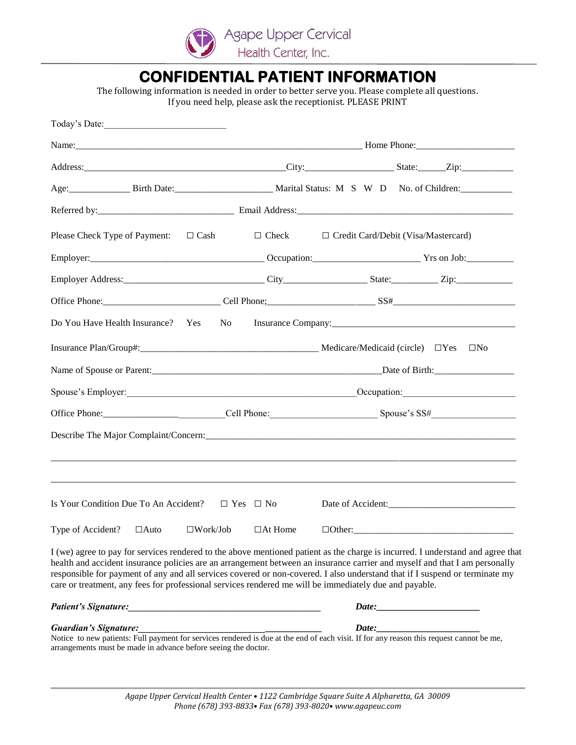Agape Upper Cervical Health Center, Inc.

# CONFIDENTIAL PATIENT INFORMATION

The following information is needed in order to better serve you. Please complete all questions.
If you need help, please ask the receptionist. PLEASE PRINT

Today's Date:_________________________

Name:_____________________________________________________________ Home Phone:_____________________

Address:____________________________________________City:___________________ State:______Zip:___________

Age:_____________ Birth Date:_____________________ Marital Status: M S W D No. of Children:___________

Referred by:____________________________ Email Address:_____________________________________________

Please Check Type of Payment: ☐ Cash ☐ Check ☐ Credit Card/Debit (Visa/Mastercard)

Employer:____________________________________ Occupation:______________________ Yrs on Job:__________

Employer Address:_____________________________ City_________________ State:__________ Zip:____________

Office Phone:________________________ Cell Phone;______________________ SS#__________________________

Do You Have Health Insurance? Yes No Insurance Company:_______________________________________

Insurance Plan/Group#:_____________________________________ Medicare/Medicaid (circle) ☐Yes ☐No

Name of Spouse or Parent:__________________________________________________Date of Birth:_________________

Spouse's Employer:______________________________________________Occupation:_______________________

Office Phone:__________________________Cell Phone:______________________ Spouse's SS#__________________

Describe The Major Complaint/Concern:________________________________________________________________

______________________________________________________________________________________________

______________________________________________________________________________________________

Is Your Condition Due To An Accident? ☐ Yes ☐ No Date of Accident:___________________________

Type of Accident? ☐Auto ☐Work/Job ☐At Home ☐Other:___________________________________

I (we) agree to pay for services rendered to the above mentioned patient as the charge is incurred. I understand and agree that health and accident insurance policies are an arrangement between an insurance carrier and myself and that I am personally responsible for payment of any and all services covered or non-covered. I also understand that if I suspend or terminate my care or treatment, any fees for professional services rendered me will be immediately due and payable.

***Patient's Signature:*___________________________________________ *Date:*______________________**

***Guardian's Signature:*_______________________________________ *Date:*______________________**

Notice to new patients: Full payment for services rendered is due at the end of each visit. If for any reason this request cannot be me, arrangements must be made in advance before seeing the doctor.

*Agape Upper Cervical Health Center • 1122 Cambridge Square Suite A Alpharetta, GA 30009*
*Phone (678) 393-8833• Fax (678) 393-8020• www.agapeuc.com*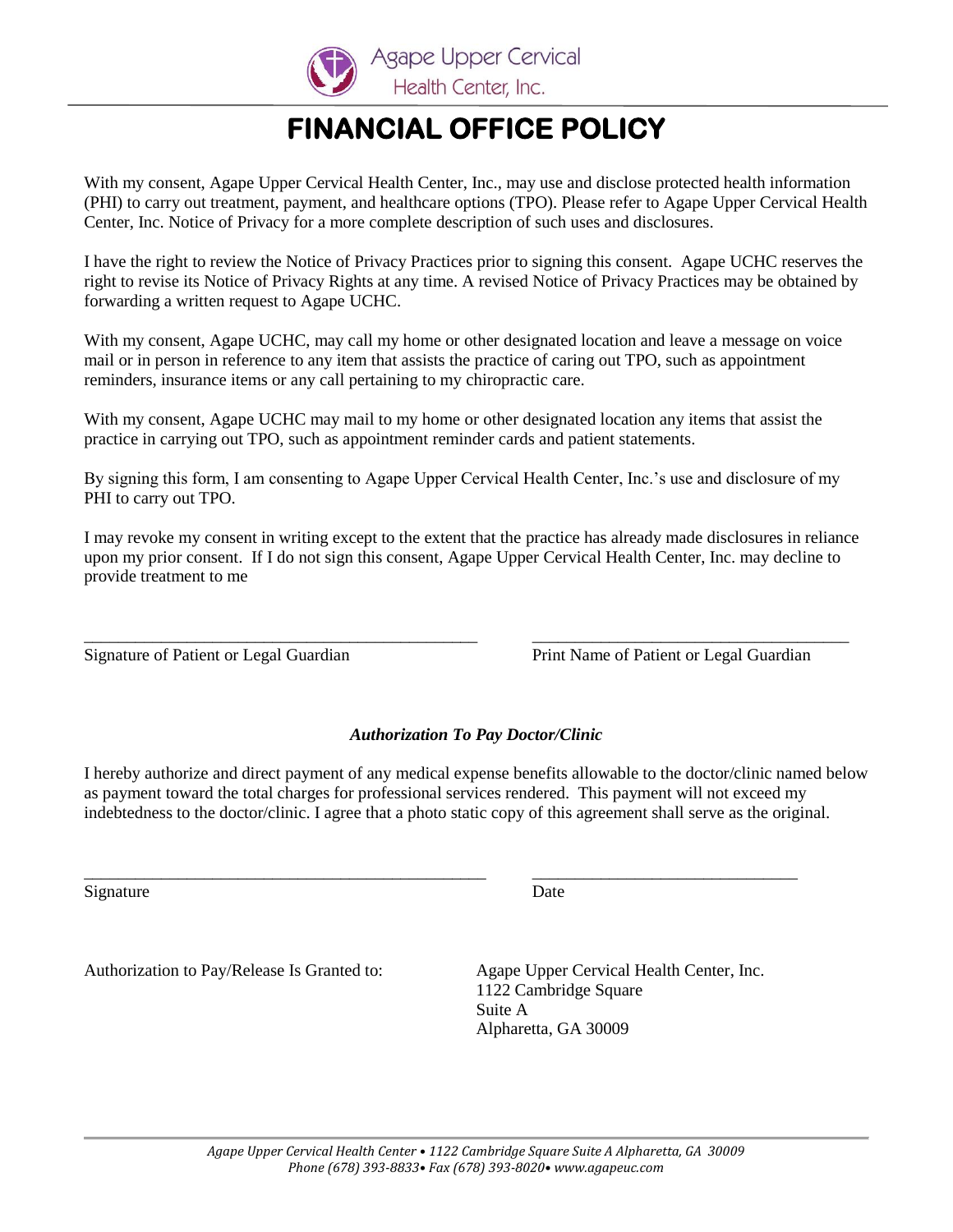Agape Upper Cervical Health Center, Inc.

# FINANCIAL OFFICE POLICY

With my consent, Agape Upper Cervical Health Center, Inc., may use and disclose protected health information (PHI) to carry out treatment, payment, and healthcare options (TPO). Please refer to Agape Upper Cervical Health Center, Inc. Notice of Privacy for a more complete description of such uses and disclosures.

I have the right to review the Notice of Privacy Practices prior to signing this consent. Agape UCHC reserves the right to revise its Notice of Privacy Rights at any time. A revised Notice of Privacy Practices may be obtained by forwarding a written request to Agape UCHC.

With my consent, Agape UCHC, may call my home or other designated location and leave a message on voice mail or in person in reference to any item that assists the practice of caring out TPO, such as appointment reminders, insurance items or any call pertaining to my chiropractic care.

With my consent, Agape UCHC may mail to my home or other designated location any items that assist the practice in carrying out TPO, such as appointment reminder cards and patient statements.

By signing this form, I am consenting to Agape Upper Cervical Health Center, Inc.'s use and disclosure of my PHI to carry out TPO.

I may revoke my consent in writing except to the extent that the practice has already made disclosures in reliance upon my prior consent. If I do not sign this consent, Agape Upper Cervical Health Center, Inc. may decline to provide treatment to me

_______________________________________________ _____________________________________

Signature of Patient or Legal Guardian Print Name of Patient or Legal Guardian

***Authorization To Pay Doctor/Clinic***

I hereby authorize and direct payment of any medical expense benefits allowable to the doctor/clinic named below as payment toward the total charges for professional services rendered. This payment will not exceed my indebtedness to the doctor/clinic. I agree that a photo static copy of this agreement shall serve as the original.

________________________________________________ _______________________________

Signature Date

Authorization to Pay/Release Is Granted to:

Agape Upper Cervical Health Center, Inc.
1122 Cambridge Square
Suite A
Alpharetta, GA 30009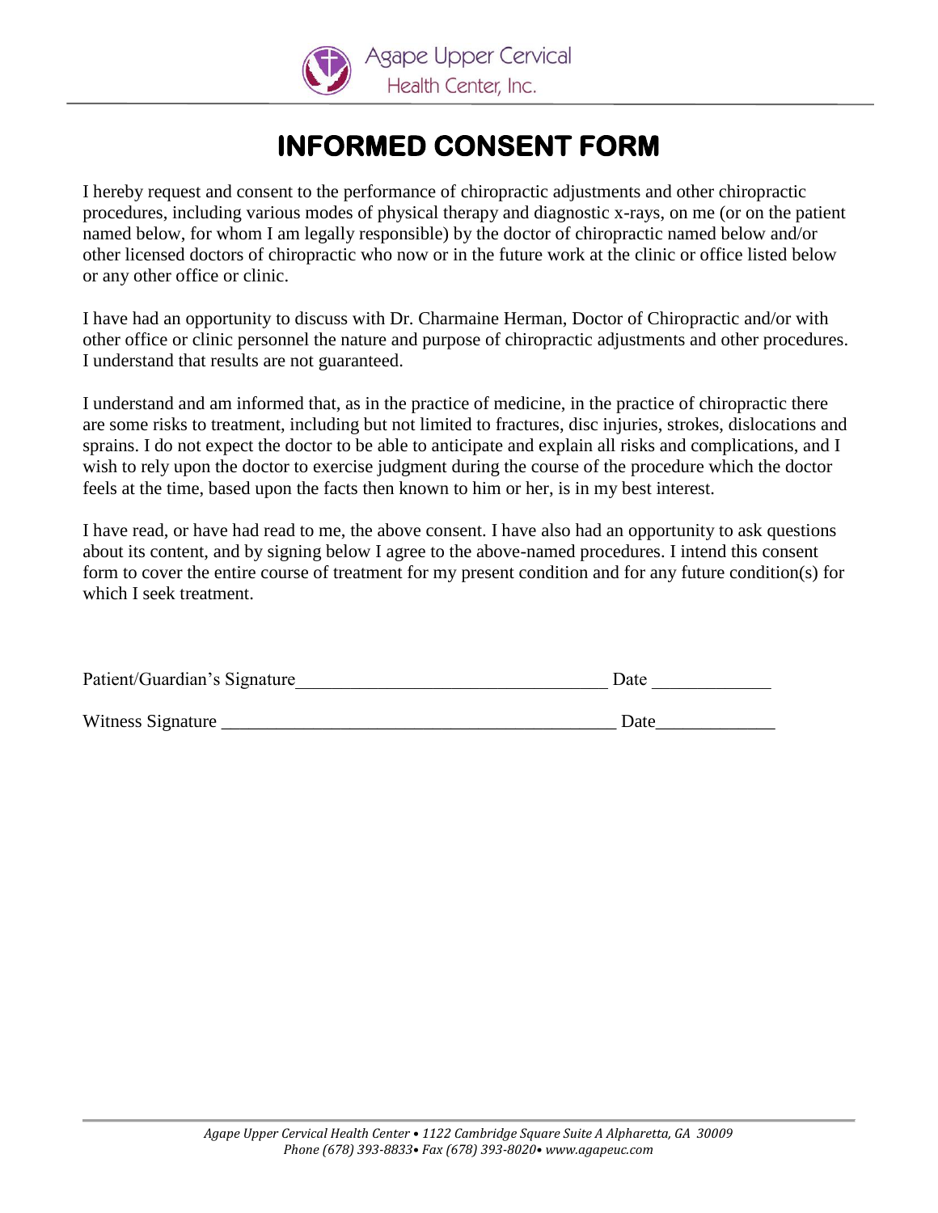Agape Upper Cervical Health Center, Inc.

# INFORMED CONSENT FORM

I hereby request and consent to the performance of chiropractic adjustments and other chiropractic procedures, including various modes of physical therapy and diagnostic x-rays, on me (or on the patient named below, for whom I am legally responsible) by the doctor of chiropractic named below and/or other licensed doctors of chiropractic who now or in the future work at the clinic or office listed below or any other office or clinic.

I have had an opportunity to discuss with Dr. Charmaine Herman, Doctor of Chiropractic and/or with other office or clinic personnel the nature and purpose of chiropractic adjustments and other procedures. I understand that results are not guaranteed.

I understand and am informed that, as in the practice of medicine, in the practice of chiropractic there are some risks to treatment, including but not limited to fractures, disc injuries, strokes, dislocations and sprains. I do not expect the doctor to be able to anticipate and explain all risks and complications, and I wish to rely upon the doctor to exercise judgment during the course of the procedure which the doctor feels at the time, based upon the facts then known to him or her, is in my best interest.

I have read, or have had read to me, the above consent. I have also had an opportunity to ask questions about its content, and by signing below I agree to the above-named procedures. I intend this consent form to cover the entire course of treatment for my present condition and for any future condition(s) for which I seek treatment.

Patient/Guardian's Signature_________________________________ Date _____________

Witness Signature __________________________________________ Date_____________

*Agape Upper Cervical Health Center • 1122 Cambridge Square Suite A Alpharetta, GA 30009*
*Phone (678) 393-8833• Fax (678) 393-8020• www.agapeuc.com*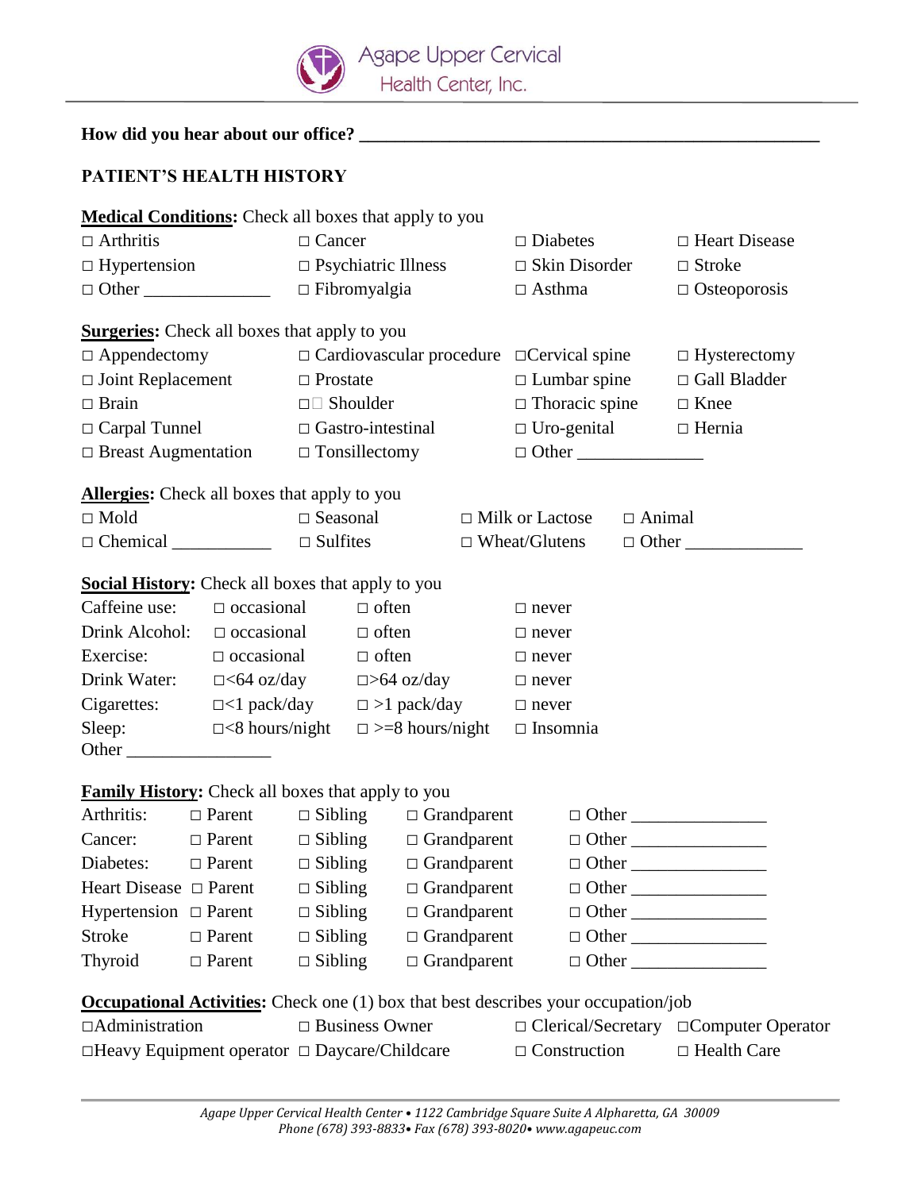Agape Upper Cervical Health Center, Inc.

**How did you hear about our office?** ____________________________________________________

## PATIENT'S HEALTH HISTORY

**Medical Conditions:** Check all boxes that apply to you

| | | | |
|---|---|---|---|
| □ Arthritis | □ Cancer | □ Diabetes | □ Heart Disease |
| □ Hypertension | □ Psychiatric Illness | □ Skin Disorder | □ Stroke |
| □ Other ______________ | □ Fibromyalgia | □ Asthma | □ Osteoporosis |

**Surgeries:** Check all boxes that apply to you

| | | | |
|---|---|---|---|
| □ Appendectomy | □ Cardiovascular procedure | □Cervical spine | □ Hysterectomy |
| □ Joint Replacement | □ Prostate | □ Lumbar spine | □ Gall Bladder |
| □ Brain | □□ Shoulder | □ Thoracic spine | □ Knee |
| □ Carpal Tunnel | □ Gastro-intestinal | □ Uro-genital | □ Hernia |
| □ Breast Augmentation | □ Tonsillectomy | □ Other ______________ | |

**Allergies:** Check all boxes that apply to you

| | | | |
|---|---|---|---|
| □ Mold | □ Seasonal | □ Milk or Lactose | □ Animal |
| □ Chemical ___________ | □ Sulfites | □ Wheat/Glutens | □ Other _____________ |

**Social History:** Check all boxes that apply to you

| | | | |
|---|---|---|---|
| Caffeine use: | □ occasional | □ often | □ never |
| Drink Alcohol: | □ occasional | □ often | □ never |
| Exercise: | □ occasional | □ often | □ never |
| Drink Water: | □<64 oz/day | □>64 oz/day | □ never |
| Cigarettes: | □<1 pack/day | □ >1 pack/day | □ never |
| Sleep: | □<8 hours/night | □ >=8 hours/night | □ Insomnia |

Other ________________

**Family History:** Check all boxes that apply to you

| | | | | |
|---|---|---|---|---|
| Arthritis: | □ Parent | □ Sibling | □ Grandparent | □ Other _______________ |
| Cancer: | □ Parent | □ Sibling | □ Grandparent | □ Other _______________ |
| Diabetes: | □ Parent | □ Sibling | □ Grandparent | □ Other _______________ |
| Heart Disease | □ Parent | □ Sibling | □ Grandparent | □ Other _______________ |
| Hypertension | □ Parent | □ Sibling | □ Grandparent | □ Other _______________ |
| Stroke | □ Parent | □ Sibling | □ Grandparent | □ Other _______________ |
| Thyroid | □ Parent | □ Sibling | □ Grandparent | □ Other _______________ |

**Occupational Activities:** Check one (1) box that best describes your occupation/job

| | | | |
|---|---|---|---|
| □Administration | □ Business Owner | □ Clerical/Secretary | □Computer Operator |
| □Heavy Equipment operator | □ Daycare/Childcare | □ Construction | □ Health Care |

*Agape Upper Cervical Health Center • 1122 Cambridge Square Suite A Alpharetta, GA 30009*
*Phone (678) 393-8833• Fax (678) 393-8020• www.agapeuc.com*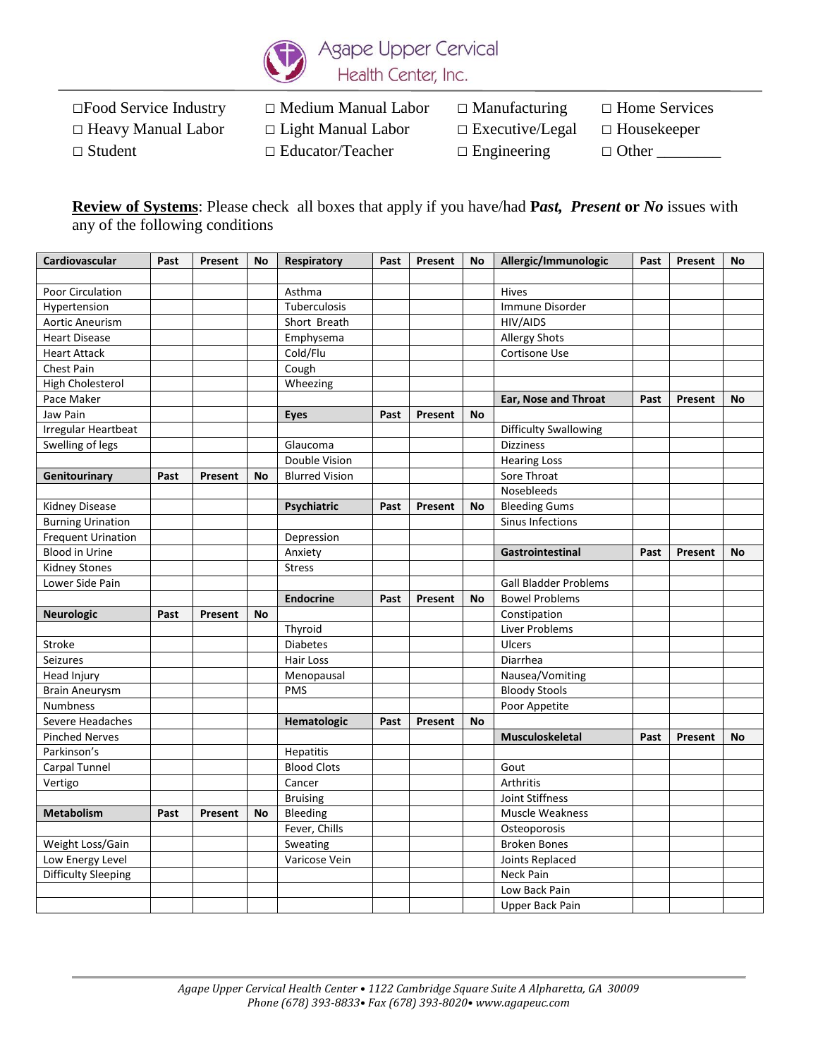Agape Upper Cervical Health Center, Inc.

□Food Service Industry □ Medium Manual Labor □ Manufacturing □ Home Services
□ Heavy Manual Labor □ Light Manual Labor □ Executive/Legal □ Housekeeper
□ Student □ Educator/Teacher □ Engineering □ Other ________

**Review of Systems**: Please check all boxes that apply if you have/had ***Past, Present*** **or** ***No*** issues with any of the following conditions

| **Cardiovascular** | **Past** | **Present** | **No** | **Respiratory** | **Past** | **Present** | **No** | **Allergic/Immunologic** | **Past** | **Present** | **No** |
|---|---|---|---|---|---|---|---|---|---|---|---|
| | | | | | | | | | | | |
| Poor Circulation | | | | Asthma | | | | Hives | | | |
| Hypertension | | | | Tuberculosis | | | | Immune Disorder | | | |
| Aortic Aneurism | | | | Short Breath | | | | HIV/AIDS | | | |
| Heart Disease | | | | Emphysema | | | | Allergy Shots | | | |
| Heart Attack | | | | Cold/Flu | | | | Cortisone Use | | | |
| Chest Pain | | | | Cough | | | | | | | |
| High Cholesterol | | | | Wheezing | | | | | | | |
| Pace Maker | | | | | | | | **Ear, Nose and Throat** | **Past** | **Present** | **No** |
| Jaw Pain | | | | **Eyes** | **Past** | **Present** | **No** | | | | |
| Irregular Heartbeat | | | | | | | | Difficulty Swallowing | | | |
| Swelling of legs | | | | Glaucoma | | | | Dizziness | | | |
| | | | | Double Vision | | | | Hearing Loss | | | |
| **Genitourinary** | **Past** | **Present** | **No** | Blurred Vision | | | | Sore Throat | | | |
| | | | | | | | | Nosebleeds | | | |
| Kidney Disease | | | | **Psychiatric** | **Past** | **Present** | **No** | Bleeding Gums | | | |
| Burning Urination | | | | | | | | Sinus Infections | | | |
| Frequent Urination | | | | Depression | | | | | | | |
| Blood in Urine | | | | Anxiety | | | | **Gastrointestinal** | **Past** | **Present** | **No** |
| Kidney Stones | | | | Stress | | | | | | | |
| Lower Side Pain | | | | | | | | Gall Bladder Problems | | | |
| | | | | **Endocrine** | **Past** | **Present** | **No** | Bowel Problems | | | |
| **Neurologic** | **Past** | **Present** | **No** | | | | | Constipation | | | |
| | | | | Thyroid | | | | Liver Problems | | | |
| Stroke | | | | Diabetes | | | | Ulcers | | | |
| Seizures | | | | Hair Loss | | | | Diarrhea | | | |
| Head Injury | | | | Menopausal | | | | Nausea/Vomiting | | | |
| Brain Aneurysm | | | | PMS | | | | Bloody Stools | | | |
| Numbness | | | | | | | | Poor Appetite | | | |
| Severe Headaches | | | | **Hematologic** | **Past** | **Present** | **No** | | | | |
| Pinched Nerves | | | | | | | | **Musculoskeletal** | **Past** | **Present** | **No** |
| Parkinson's | | | | Hepatitis | | | | | | | |
| Carpal Tunnel | | | | Blood Clots | | | | Gout | | | |
| Vertigo | | | | Cancer | | | | Arthritis | | | |
| | | | | Bruising | | | | Joint Stiffness | | | |
| **Metabolism** | **Past** | **Present** | **No** | Bleeding | | | | Muscle Weakness | | | |
| | | | | Fever, Chills | | | | Osteoporosis | | | |
| Weight Loss/Gain | | | | Sweating | | | | Broken Bones | | | |
| Low Energy Level | | | | Varicose Vein | | | | Joints Replaced | | | |
| Difficulty Sleeping | | | | | | | | Neck Pain | | | |
| | | | | | | | | Low Back Pain | | | |
| | | | | | | | | Upper Back Pain | | | |

*Agape Upper Cervical Health Center • 1122 Cambridge Square Suite A Alpharetta, GA 30009*
*Phone (678) 393-8833• Fax (678) 393-8020• www.agapeuc.com*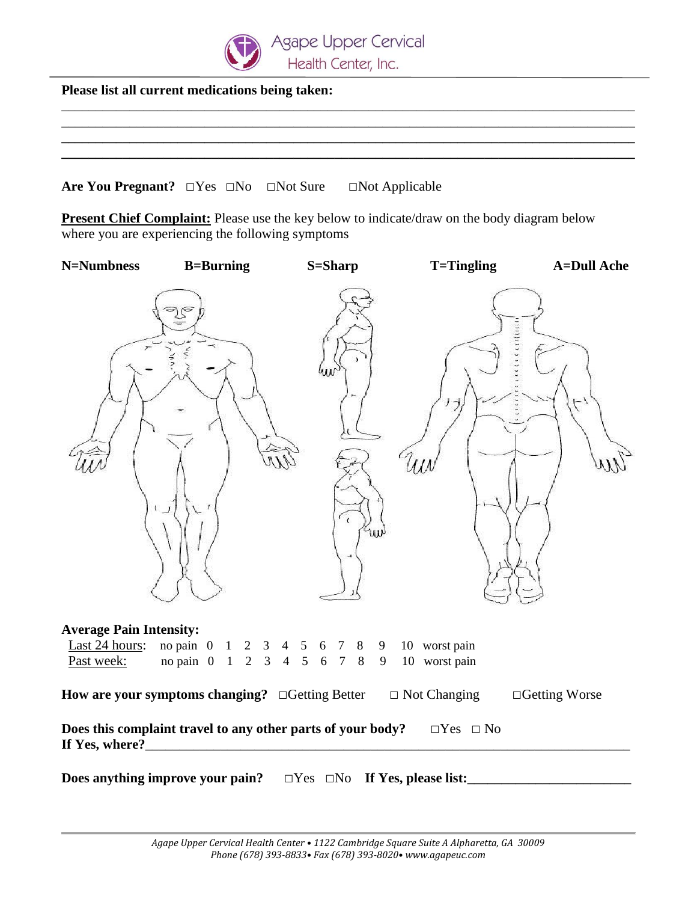Agape Upper Cervical Health Center, Inc.

**Please list all current medications being taken:**

\_\_\_\_\_\_\_\_\_\_\_\_\_\_\_\_\_\_\_\_\_\_\_\_\_\_\_\_\_\_\_\_\_\_\_\_\_\_\_\_\_\_\_\_\_\_\_\_\_\_\_\_\_\_\_\_\_\_\_\_\_\_\_\_\_\_\_\_\_\_\_\_\_\_\_\_

\_\_\_\_\_\_\_\_\_\_\_\_\_\_\_\_\_\_\_\_\_\_\_\_\_\_\_\_\_\_\_\_\_\_\_\_\_\_\_\_\_\_\_\_\_\_\_\_\_\_\_\_\_\_\_\_\_\_\_\_\_\_\_\_\_\_\_\_\_\_\_\_\_\_\_\_

\_\_\_\_\_\_\_\_\_\_\_\_\_\_\_\_\_\_\_\_\_\_\_\_\_\_\_\_\_\_\_\_\_\_\_\_\_\_\_\_\_\_\_\_\_\_\_\_\_\_\_\_\_\_\_\_\_\_\_\_\_\_\_\_\_\_\_\_\_\_\_\_\_\_\_\_

\_\_\_\_\_\_\_\_\_\_\_\_\_\_\_\_\_\_\_\_\_\_\_\_\_\_\_\_\_\_\_\_\_\_\_\_\_\_\_\_\_\_\_\_\_\_\_\_\_\_\_\_\_\_\_\_\_\_\_\_\_\_\_\_\_\_\_\_\_\_\_\_\_\_\_\_

**Are You Pregnant?** □Yes □No □Not Sure □Not Applicable

**Present Chief Complaint:** Please use the key below to indicate/draw on the body diagram below where you are experiencing the following symptoms

**N=Numbness** **B=Burning** **S=Sharp** **T=Tingling** **A=Dull Ache**

**Average Pain Intensity:**

Last 24 hours: no pain 0 1 2 3 4 5 6 7 8 9 10 worst pain

Past week: no pain 0 1 2 3 4 5 6 7 8 9 10 worst pain

**How are your symptoms changing?** □Getting Better □ Not Changing □Getting Worse

**Does this complaint travel to any other parts of your body?** □Yes □ No

**If Yes, where?**\_\_\_\_\_\_\_\_\_\_\_\_\_\_\_\_\_\_\_\_\_\_\_\_\_\_\_\_\_\_\_\_\_\_\_\_\_\_\_\_\_\_\_\_\_\_\_\_\_\_\_\_\_\_\_\_\_\_\_\_

**Does anything improve your pain?** □Yes □No **If Yes, please list:**\_\_\_\_\_\_\_\_\_\_\_\_\_\_\_\_\_\_\_\_\_\_\_\_

*Agape Upper Cervical Health Center • 1122 Cambridge Square Suite A Alpharetta, GA 30009*
*Phone (678) 393-8833• Fax (678) 393-8020• www.agapeuc.com*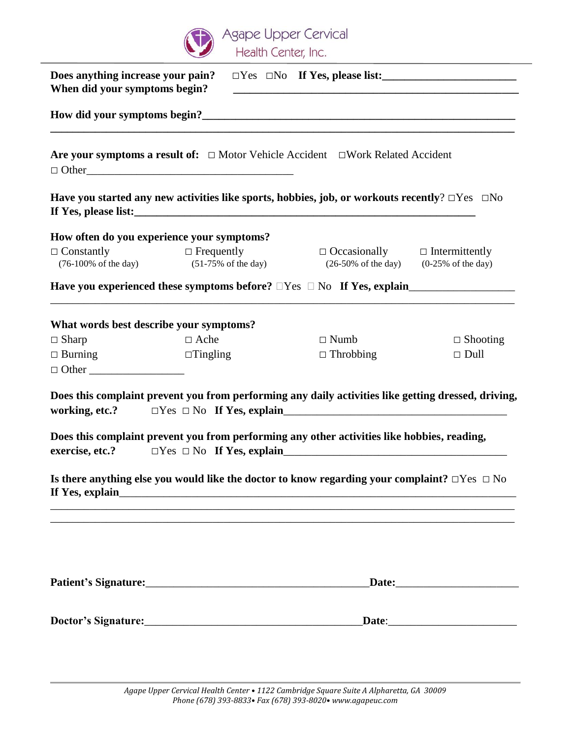Agape Upper Cervical Health Center, Inc.

---

**Does anything increase your pain?** ☐Yes ☐No **If Yes, please list:**\_\_\_\_\_\_\_\_\_\_\_\_\_\_\_\_\_\_\_\_\_\_\_\_

**When did your symptoms begin?** \_\_\_\_\_\_\_\_\_\_\_\_\_\_\_\_\_\_\_\_\_\_\_\_\_\_\_\_\_\_\_\_\_\_\_\_\_\_\_\_\_\_\_\_\_\_\_\_

**How did your symptoms begin?**\_\_\_\_\_\_\_\_\_\_\_\_\_\_\_\_\_\_\_\_\_\_\_\_\_\_\_\_\_\_\_\_\_\_\_\_\_\_\_\_\_\_\_\_\_\_\_\_\_\_\_\_\_\_\_\_\_\_\_\_

\_\_\_\_\_\_\_\_\_\_\_\_\_\_\_\_\_\_\_\_\_\_\_\_\_\_\_\_\_\_\_\_\_\_\_\_\_\_\_\_\_\_\_\_\_\_\_\_\_\_\_\_\_\_\_\_\_\_\_\_\_\_\_\_\_\_\_\_\_\_\_\_\_\_\_\_\_\_\_\_

**Are your symptoms a result of:** ☐ Motor Vehicle Accident ☐Work Related Accident ☐ Other\_\_\_\_\_\_\_\_\_\_\_\_\_\_\_\_\_\_\_\_\_\_\_\_\_\_\_\_\_\_\_\_\_\_\_\_\_\_

**Have you started any new activities like sports, hobbies, job, or workouts recently**? ☐Yes ☐No
**If Yes, please list:**\_\_\_\_\_\_\_\_\_\_\_\_\_\_\_\_\_\_\_\_\_\_\_\_\_\_\_\_\_\_\_\_\_\_\_\_\_\_\_\_\_\_\_\_\_\_\_\_\_\_\_\_\_\_\_\_\_\_\_\_\_\_\_\_

**How often do you experience your symptoms?**

| | | | |
|---|---|---|---|
| ☐ Constantly (76-100% of the day) | ☐ Frequently (51-75% of the day) | ☐ Occasionally (26-50% of the day) | ☐ Intermittently (0-25% of the day) |

**Have you experienced these symptoms before?** ☐Yes ☐ No **If Yes, explain**\_\_\_\_\_\_\_\_\_\_\_\_\_\_\_\_\_\_\_\_

\_\_\_\_\_\_\_\_\_\_\_\_\_\_\_\_\_\_\_\_\_\_\_\_\_\_\_\_\_\_\_\_\_\_\_\_\_\_\_\_\_\_\_\_\_\_\_\_\_\_\_\_\_\_\_\_\_\_\_\_\_\_\_\_\_\_\_\_\_\_\_\_\_\_\_\_\_\_\_\_

**What words best describe your symptoms?**

| | | | |
|---|---|---|---|
| ☐ Sharp | ☐ Ache | ☐ Numb | ☐ Shooting |
| ☐ Burning | ☐Tingling | ☐ Throbbing | ☐ Dull |
| ☐ Other \_\_\_\_\_\_\_\_\_\_\_\_\_\_\_\_\_\_ | | | |

**Does this complaint prevent you from performing any daily activities like getting dressed, driving, working, etc.?** ☐Yes ☐ No **If Yes, explain**\_\_\_\_\_\_\_\_\_\_\_\_\_\_\_\_\_\_\_\_\_\_\_\_\_\_\_\_\_\_\_\_\_\_\_\_\_\_\_\_\_\_

**Does this complaint prevent you from performing any other activities like hobbies, reading, exercise, etc.?** ☐Yes ☐ No **If Yes, explain**\_\_\_\_\_\_\_\_\_\_\_\_\_\_\_\_\_\_\_\_\_\_\_\_\_\_\_\_\_\_\_\_\_\_\_\_\_\_\_\_\_\_

**Is there anything else you would like the doctor to know regarding your complaint?** ☐Yes ☐ No
**If Yes, explain**\_\_\_\_\_\_\_\_\_\_\_\_\_\_\_\_\_\_\_\_\_\_\_\_\_\_\_\_\_\_\_\_\_\_\_\_\_\_\_\_\_\_\_\_\_\_\_\_\_\_\_\_\_\_\_\_\_\_\_\_\_\_\_\_\_\_\_\_\_\_

\_\_\_\_\_\_\_\_\_\_\_\_\_\_\_\_\_\_\_\_\_\_\_\_\_\_\_\_\_\_\_\_\_\_\_\_\_\_\_\_\_\_\_\_\_\_\_\_\_\_\_\_\_\_\_\_\_\_\_\_\_\_\_\_\_\_\_\_\_\_\_\_\_\_\_\_\_\_\_\_

\_\_\_\_\_\_\_\_\_\_\_\_\_\_\_\_\_\_\_\_\_\_\_\_\_\_\_\_\_\_\_\_\_\_\_\_\_\_\_\_\_\_\_\_\_\_\_\_\_\_\_\_\_\_\_\_\_\_\_\_\_\_\_\_\_\_\_\_\_\_\_\_\_\_\_\_\_\_\_\_

**Patient's Signature:**\_\_\_\_\_\_\_\_\_\_\_\_\_\_\_\_\_\_\_\_\_\_\_\_\_\_\_\_\_\_\_\_\_\_\_\_\_\_\_\_\_\_\_**Date:**\_\_\_\_\_\_\_\_\_\_\_\_\_\_\_\_\_\_\_\_\_\_\_

**Doctor's Signature:**\_\_\_\_\_\_\_\_\_\_\_\_\_\_\_\_\_\_\_\_\_\_\_\_\_\_\_\_\_\_\_\_\_\_\_\_\_\_\_\_\_\_\_**Date**:\_\_\_\_\_\_\_\_\_\_\_\_\_\_\_\_\_\_\_\_\_\_\_\_

*Agape Upper Cervical Health Center • 1122 Cambridge Square Suite A Alpharetta, GA 30009*
*Phone (678) 393-8833• Fax (678) 393-8020• www.agapeuc.com*